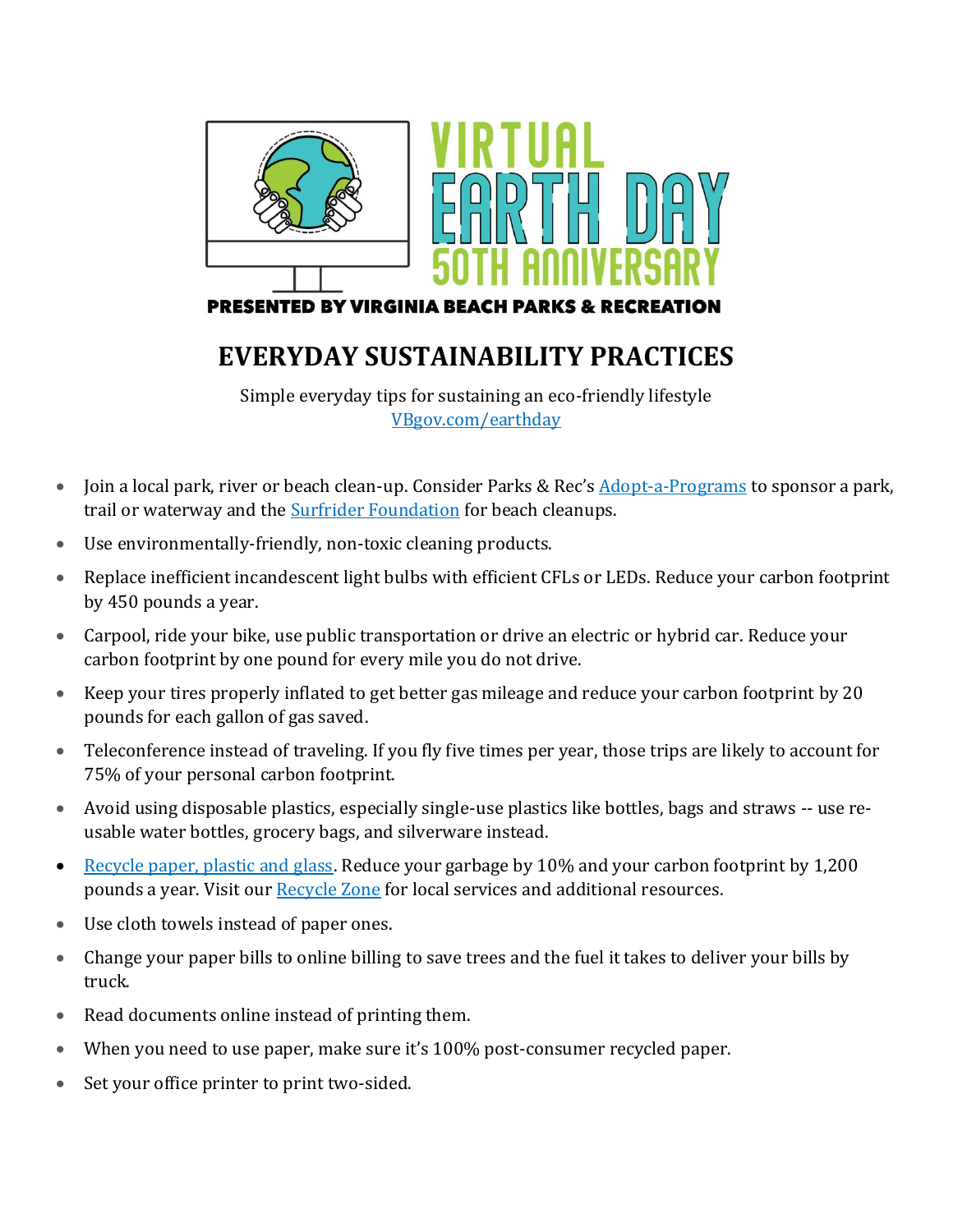VIRTUAL EARTH DAY 50TH ANNIVERSARY

PRESENTED BY VIRGINIA BEACH PARKS & RECREATION

# EVERYDAY SUSTAINABILITY PRACTICES

Simple everyday tips for sustaining an eco-friendly lifestyle
VBgov.com/earthday

- Join a local park, river or beach clean-up. Consider Parks & Rec's Adopt-a-Programs to sponsor a park, trail or waterway and the Surfrider Foundation for beach cleanups.
- Use environmentally-friendly, non-toxic cleaning products.
- Replace inefficient incandescent light bulbs with efficient CFLs or LEDs. Reduce your carbon footprint by 450 pounds a year.
- Carpool, ride your bike, use public transportation or drive an electric or hybrid car. Reduce your carbon footprint by one pound for every mile you do not drive.
- Keep your tires properly inflated to get better gas mileage and reduce your carbon footprint by 20 pounds for each gallon of gas saved.
- Teleconference instead of traveling. If you fly five times per year, those trips are likely to account for 75% of your personal carbon footprint.
- Avoid using disposable plastics, especially single-use plastics like bottles, bags and straws -- use re-usable water bottles, grocery bags, and silverware instead.
- Recycle paper, plastic and glass. Reduce your garbage by 10% and your carbon footprint by 1,200 pounds a year. Visit our Recycle Zone for local services and additional resources.
- Use cloth towels instead of paper ones.
- Change your paper bills to online billing to save trees and the fuel it takes to deliver your bills by truck.
- Read documents online instead of printing them.
- When you need to use paper, make sure it's 100% post-consumer recycled paper.
- Set your office printer to print two-sided.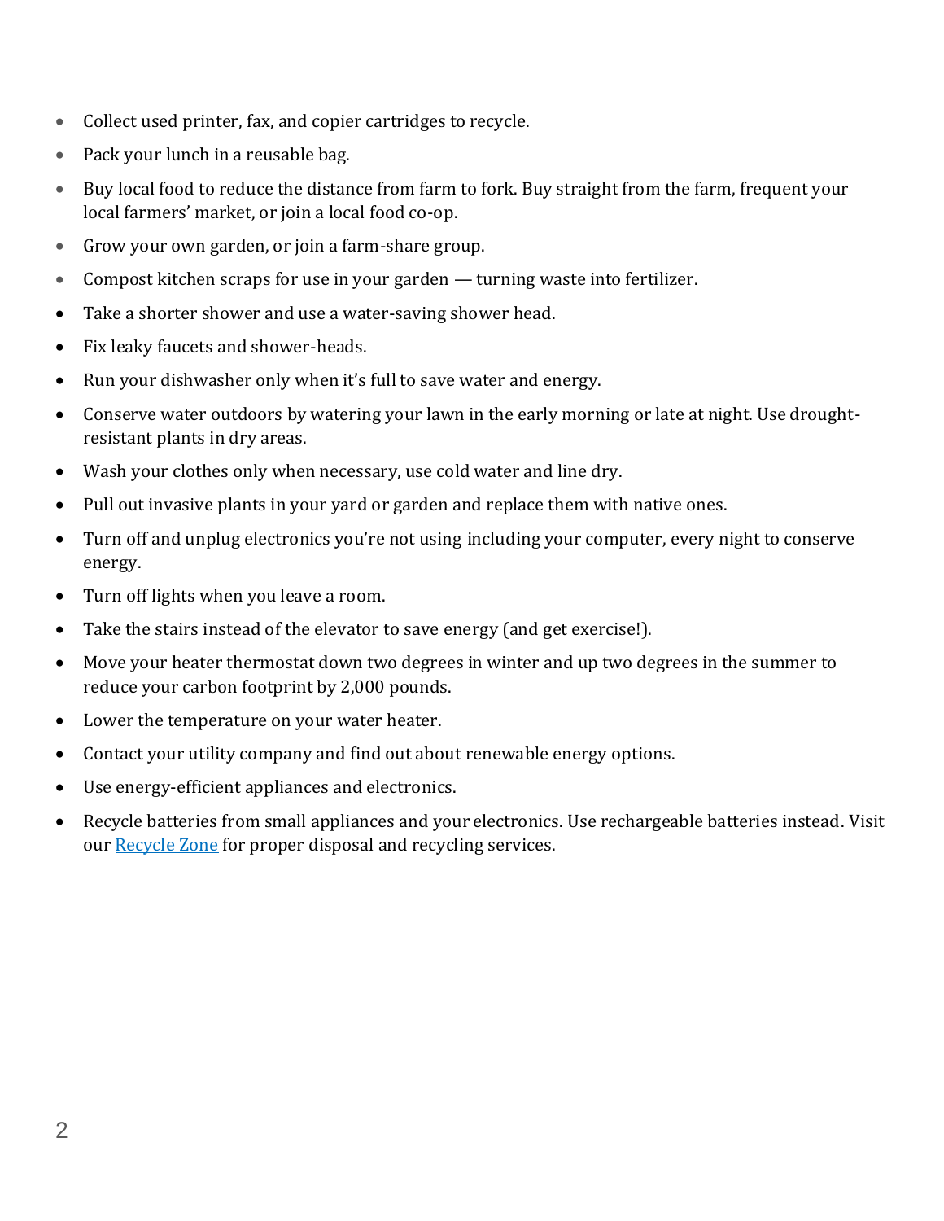- Collect used printer, fax, and copier cartridges to recycle.
- Pack your lunch in a reusable bag.
- Buy local food to reduce the distance from farm to fork. Buy straight from the farm, frequent your local farmers' market, or join a local food co-op.
- Grow your own garden, or join a farm-share group.
- Compost kitchen scraps for use in your garden — turning waste into fertilizer.
- Take a shorter shower and use a water-saving shower head.
- Fix leaky faucets and shower-heads.
- Run your dishwasher only when it's full to save water and energy.
- Conserve water outdoors by watering your lawn in the early morning or late at night. Use drought-resistant plants in dry areas.
- Wash your clothes only when necessary, use cold water and line dry.
- Pull out invasive plants in your yard or garden and replace them with native ones.
- Turn off and unplug electronics you're not using including your computer, every night to conserve energy.
- Turn off lights when you leave a room.
- Take the stairs instead of the elevator to save energy (and get exercise!).
- Move your heater thermostat down two degrees in winter and up two degrees in the summer to reduce your carbon footprint by 2,000 pounds.
- Lower the temperature on your water heater.
- Contact your utility company and find out about renewable energy options.
- Use energy-efficient appliances and electronics.
- Recycle batteries from small appliances and your electronics. Use rechargeable batteries instead. Visit our Recycle Zone for proper disposal and recycling services.